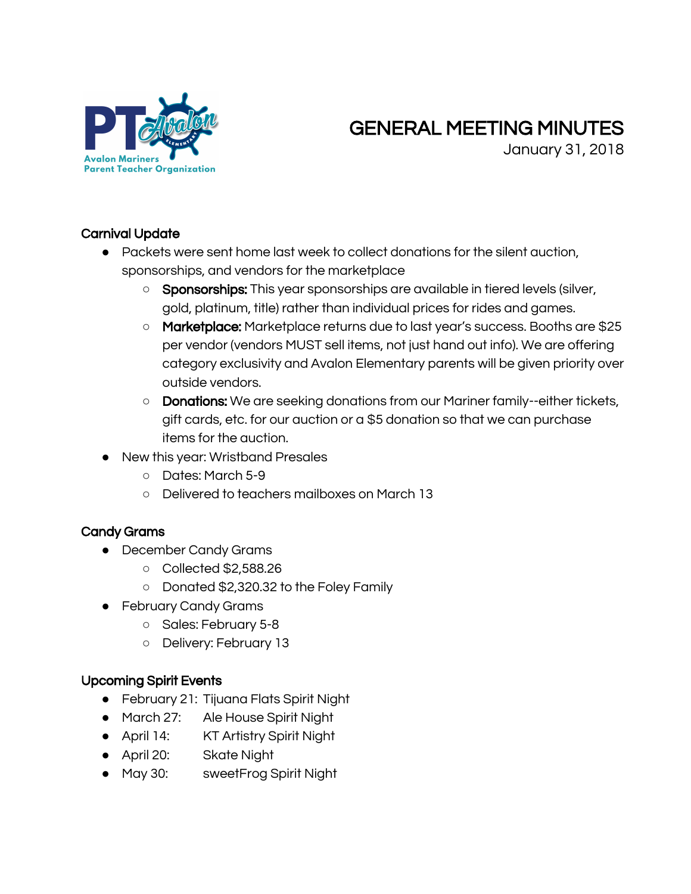# GENERAL MEETING MINUTES

January 31, 2018

### Carnival Update

- Packets were sent home last week to collect donations for the silent auction, sponsorships, and vendors for the marketplace
  - **Sponsorships:** This year sponsorships are available in tiered levels (silver, gold, platinum, title) rather than individual prices for rides and games.
  - **Marketplace:** Marketplace returns due to last year's success. Booths are $25 per vendor (vendors MUST sell items, not just hand out info). We are offering category exclusivity and Avalon Elementary parents will be given priority over outside vendors.
  - **Donations:** We are seeking donations from our Mariner family--either tickets, gift cards, etc. for our auction or a $5 donation so that we can purchase items for the auction.
- New this year: Wristband Presales
  - Dates: March 5-9
  - Delivered to teachers mailboxes on March 13

### Candy Grams

- December Candy Grams
  - Collected $2,588.26
  - Donated $2,320.32 to the Foley Family
- February Candy Grams
  - Sales: February 5-8
  - Delivery: February 13

### Upcoming Spirit Events

- February 21: Tijuana Flats Spirit Night
- March 27: Ale House Spirit Night
- April 14: KT Artistry Spirit Night
- April 20: Skate Night
- May 30: sweetFrog Spirit Night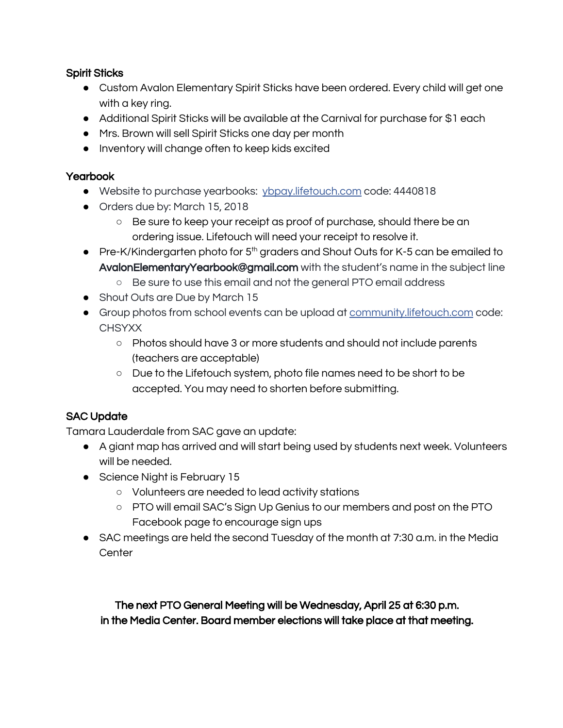**Spirit Sticks**

- Custom Avalon Elementary Spirit Sticks have been ordered. Every child will get one with a key ring.
- Additional Spirit Sticks will be available at the Carnival for purchase for $1 each
- Mrs. Brown will sell Spirit Sticks one day per month
- Inventory will change often to keep kids excited

**Yearbook**

- Website to purchase yearbooks: ybpay.lifetouch.com code: 4440818
- Orders due by: March 15, 2018
  - Be sure to keep your receipt as proof of purchase, should there be an ordering issue. Lifetouch will need your receipt to resolve it.
- Pre-K/Kindergarten photo for 5th graders and Shout Outs for K-5 can be emailed to **AvalonElementaryYearbook@gmail.com** with the student's name in the subject line
  - Be sure to use this email and not the general PTO email address
- Shout Outs are Due by March 15
- Group photos from school events can be upload at community.lifetouch.com code: CHSYXX
  - Photos should have 3 or more students and should not include parents (teachers are acceptable)
  - Due to the Lifetouch system, photo file names need to be short to be accepted. You may need to shorten before submitting.

**SAC Update**

Tamara Lauderdale from SAC gave an update:

- A giant map has arrived and will start being used by students next week. Volunteers will be needed.
- Science Night is February 15
  - Volunteers are needed to lead activity stations
  - PTO will email SAC's Sign Up Genius to our members and post on the PTO Facebook page to encourage sign ups
- SAC meetings are held the second Tuesday of the month at 7:30 a.m. in the Media Center

**The next PTO General Meeting will be Wednesday, April 25 at 6:30 p.m. in the Media Center. Board member elections will take place at that meeting.**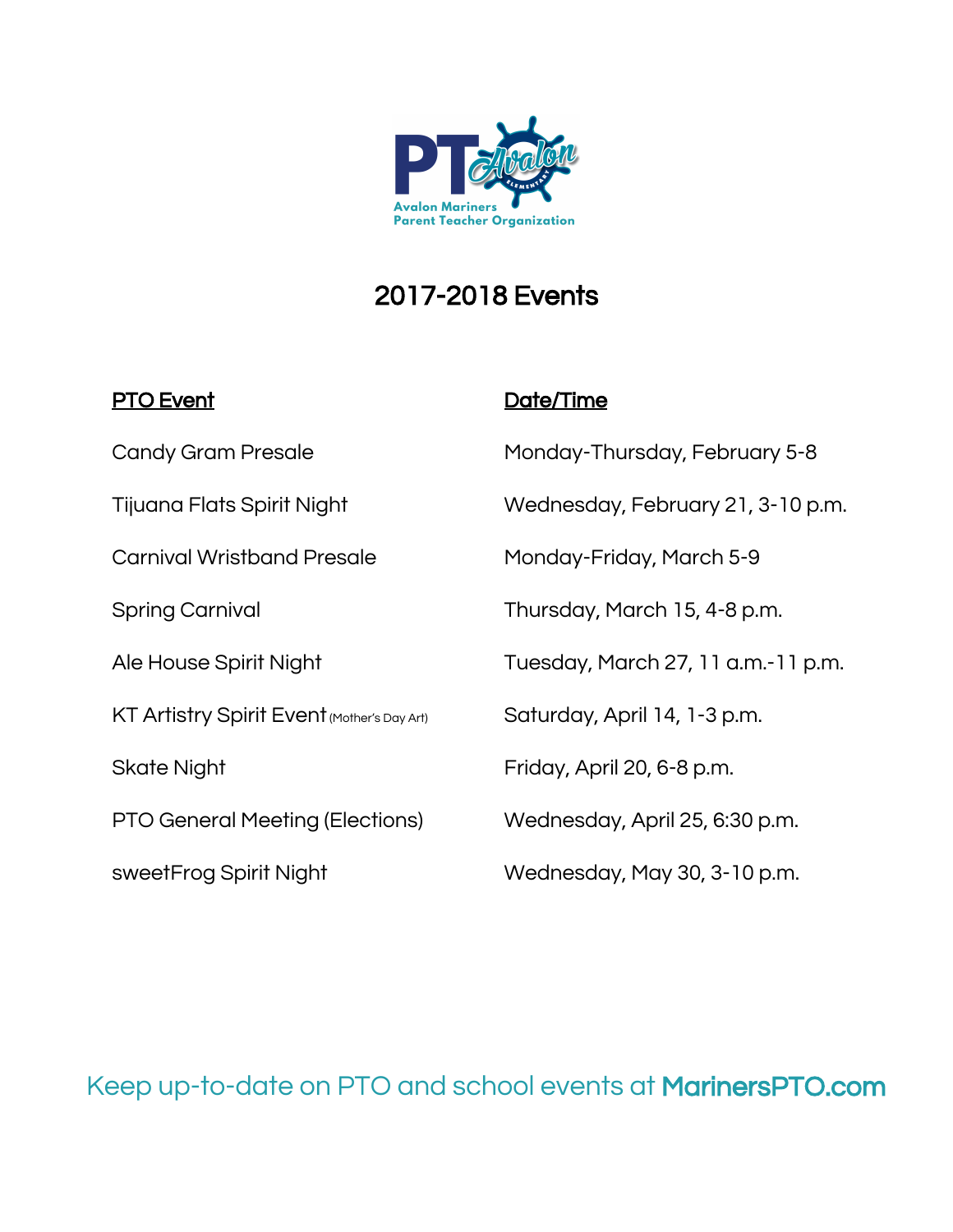PT Avalon Elementary
Avalon Mariners
Parent Teacher Organization

# 2017-2018 Events

| PTO Event | Date/Time |
|---|---|
| Candy Gram Presale | Monday-Thursday, February 5-8 |
| Tijuana Flats Spirit Night | Wednesday, February 21, 3-10 p.m. |
| Carnival Wristband Presale | Monday-Friday, March 5-9 |
| Spring Carnival | Thursday, March 15, 4-8 p.m. |
| Ale House Spirit Night | Tuesday, March 27, 11 a.m.-11 p.m. |
| KT Artistry Spirit Event (Mother's Day Art) | Saturday, April 14, 1-3 p.m. |
| Skate Night | Friday, April 20, 6-8 p.m. |
| PTO General Meeting (Elections) | Wednesday, April 25, 6:30 p.m. |
| sweetFrog Spirit Night | Wednesday, May 30, 3-10 p.m. |

Keep up-to-date on PTO and school events at **MarinersPTO.com**